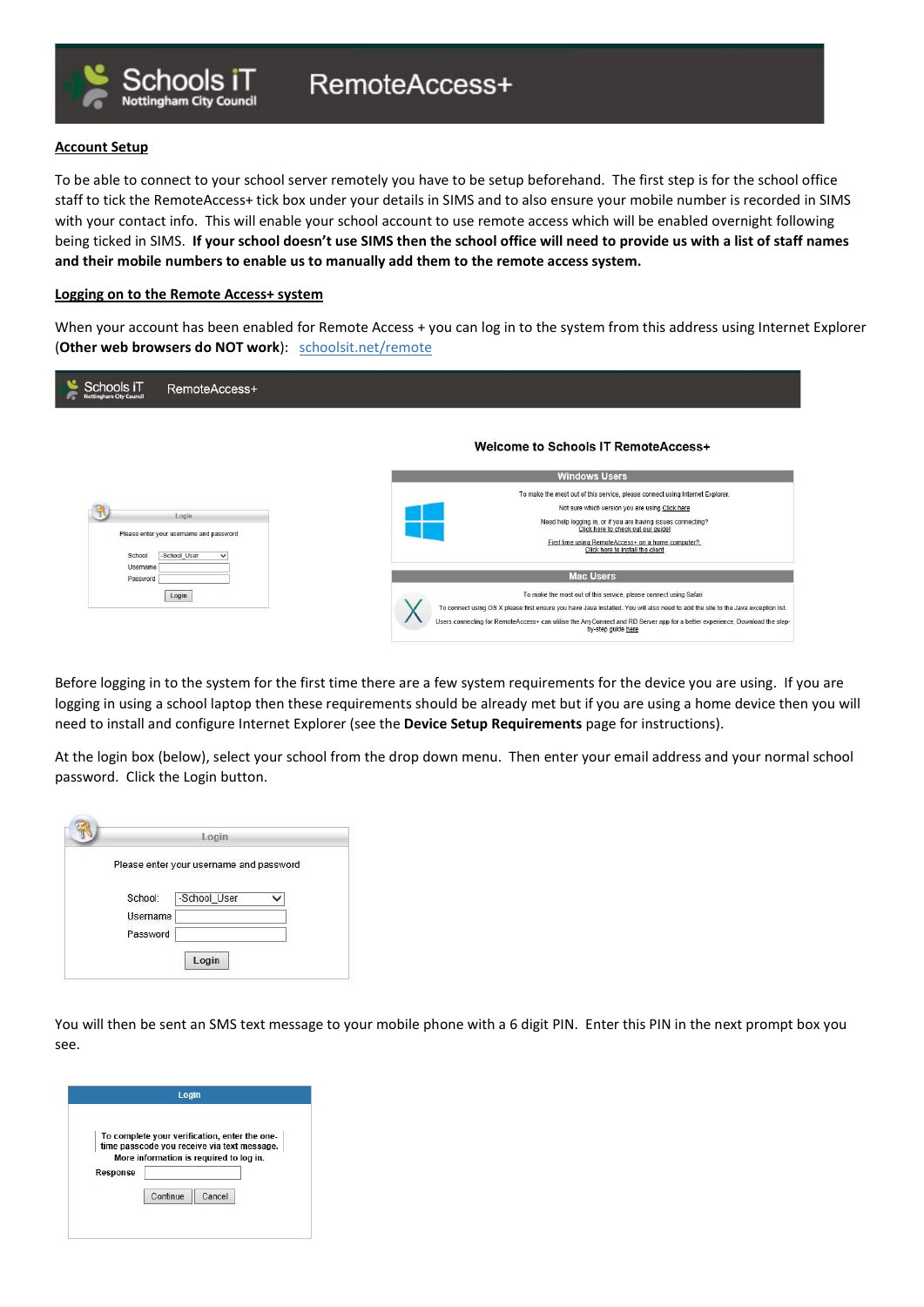# Schools iT Nottingham City Council RemoteAccess+

## Account Setup

To be able to connect to your school server remotely you have to be setup beforehand. The first step is for the school office staff to tick the RemoteAccess+ tick box under your details in SIMS and to also ensure your mobile number is recorded in SIMS with your contact info. This will enable your school account to use remote access which will be enabled overnight following being ticked in SIMS. **If your school doesn't use SIMS then the school office will need to provide us with a list of staff names and their mobile numbers to enable us to manually add them to the remote access system.**

## Logging on to the Remote Access+ system

When your account has been enabled for Remote Access + you can log in to the system from this address using Internet Explorer (**Other web browsers do NOT work**): schoolsit.net/remote

Before logging in to the system for the first time there are a few system requirements for the device you are using. If you are logging in using a school laptop then these requirements should be already met but if you are using a home device then you will need to install and configure Internet Explorer (see the **Device Setup Requirements** page for instructions).

At the login box (below), select your school from the drop down menu. Then enter your email address and your normal school password. Click the Login button.

You will then be sent an SMS text message to your mobile phone with a 6 digit PIN. Enter this PIN in the next prompt box you see.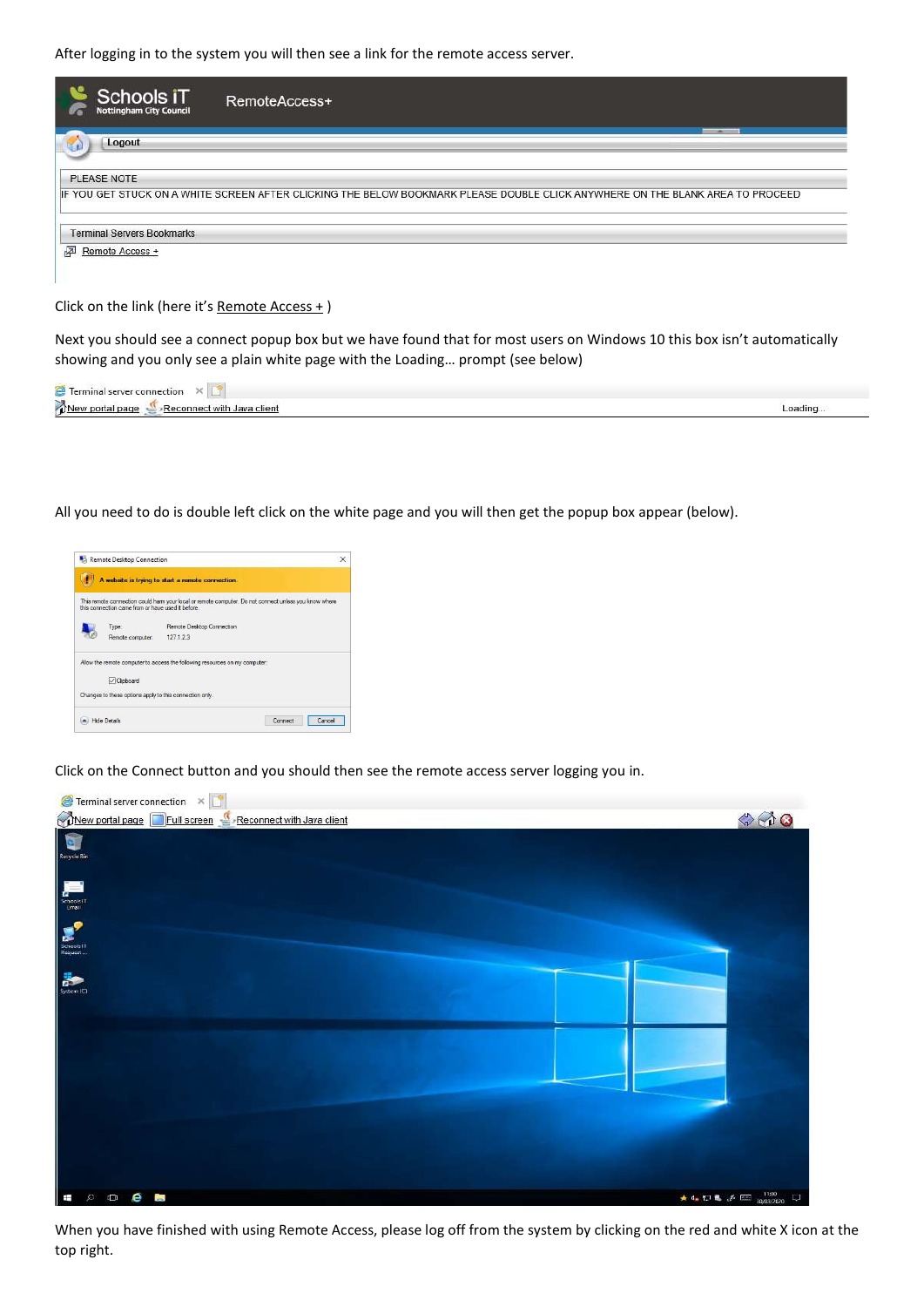After logging in to the system you will then see a link for the remote access server.

Schools iT
Nottingham City Council

RemoteAccess+

Logout

PLEASE NOTE

IF YOU GET STUCK ON A WHITE SCREEN AFTER CLICKING THE BELOW BOOKMARK PLEASE DOUBLE CLICK ANYWHERE ON THE BLANK AREA TO PROCEED

Terminal Servers Bookmarks

Remote Access +

Click on the link (here it's Remote Access + )

Next you should see a connect popup box but we have found that for most users on Windows 10 this box isn't automatically showing and you only see a plain white page with the Loading… prompt (see below)

Terminal server connection

New portal page   Reconnect with Java client   Loading...

All you need to do is double left click on the white page and you will then get the popup box appear (below).

Remote Desktop Connection

A website is trying to start a remote connection.

This remote connection could harm your local or remote computer. Do not connect unless you know where this connection came from or have used it before.

Type: Remote Desktop Connection

Remote computer: 127.1.2.3

Allow the remote computer to access the following resources on my computer:

Clipboard

Changes to these options apply to this connection only.

Hide Details   Connect   Cancel

Click on the Connect button and you should then see the remote access server logging you in.

Terminal server connection

New portal page   Full screen   Reconnect with Java client

When you have finished with using Remote Access, please log off from the system by clicking on the red and white X icon at the top right.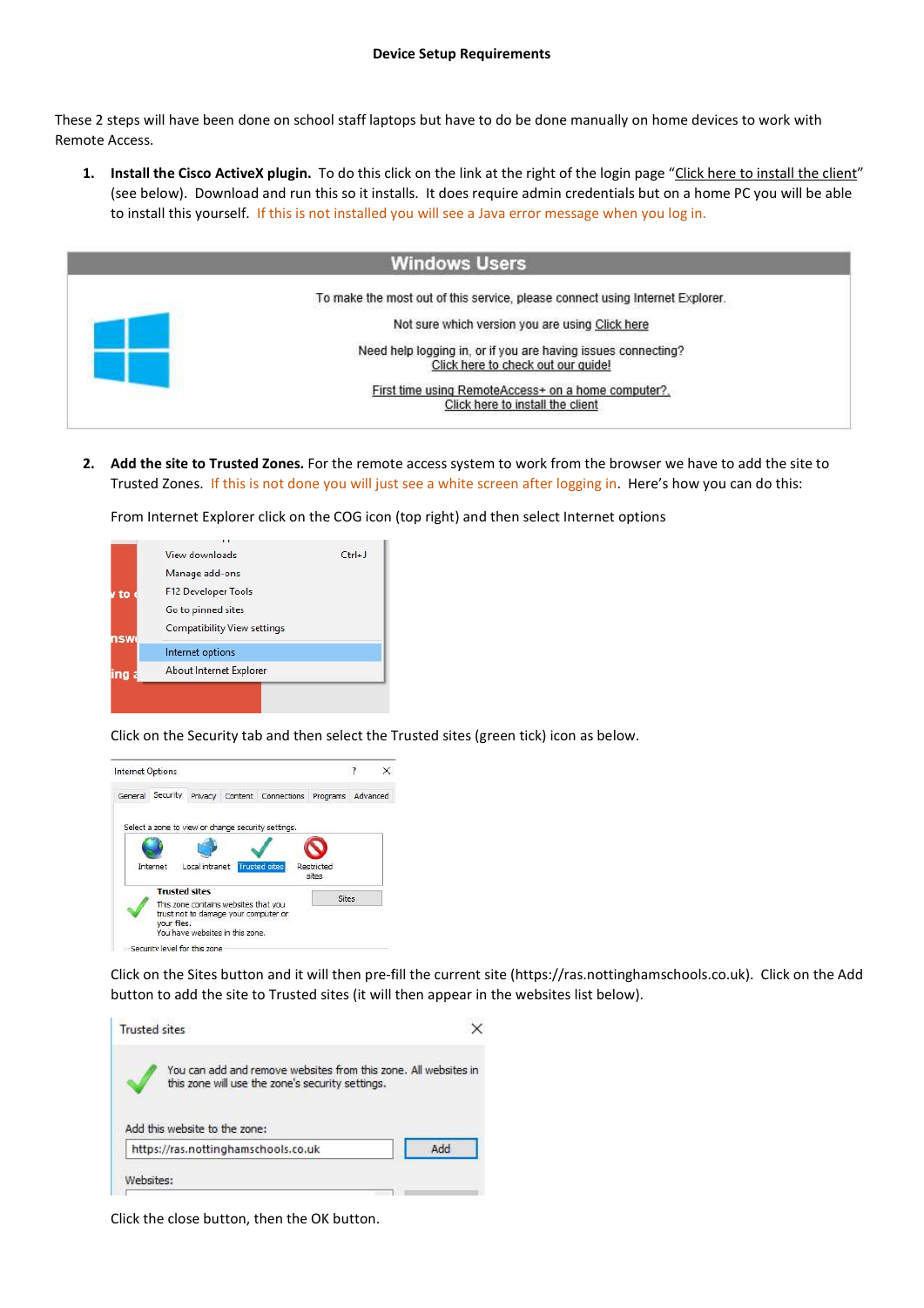**Device Setup Requirements**

These 2 steps will have been done on school staff laptops but have to do be done manually on home devices to work with Remote Access.

1. **Install the Cisco ActiveX plugin.** To do this click on the link at the right of the login page "Click here to install the client" (see below). Download and run this so it installs. It does require admin credentials but on a home PC you will be able to install this yourself. If this is not installed you will see a Java error message when you log in.

2. **Add the site to Trusted Zones.** For the remote access system to work from the browser we have to add the site to Trusted Zones. If this is not done you will just see a white screen after logging in. Here's how you can do this:

   From Internet Explorer click on the COG icon (top right) and then select Internet options

   Click on the Security tab and then select the Trusted sites (green tick) icon as below.

   Click on the Sites button and it will then pre-fill the current site (https://ras.nottinghamschools.co.uk). Click on the Add button to add the site to Trusted sites (it will then appear in the websites list below).

   Click the close button, then the OK button.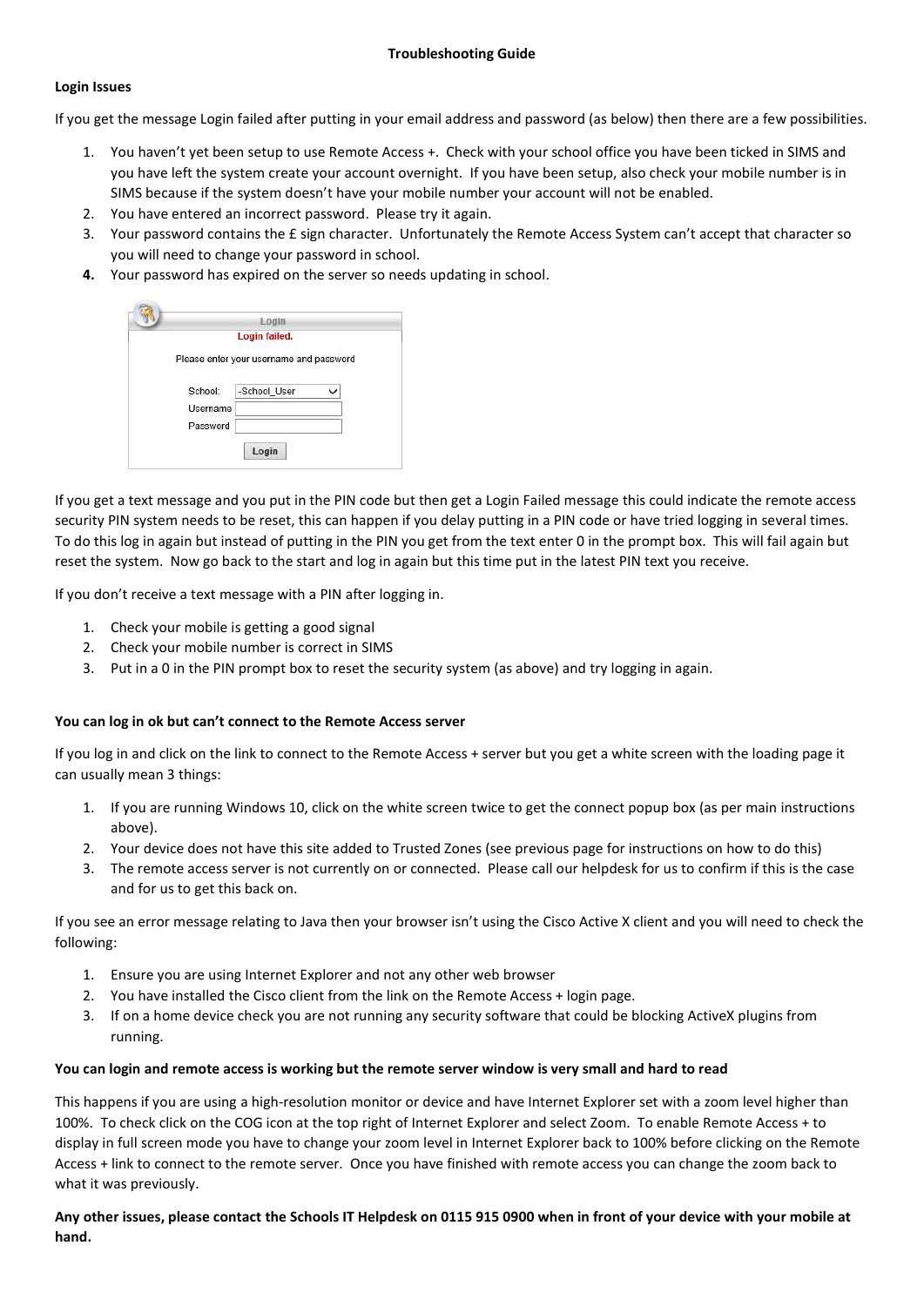# Troubleshooting Guide

## Login Issues

If you get the message Login failed after putting in your email address and password (as below) then there are a few possibilities.

1. You haven't yet been setup to use Remote Access +. Check with your school office you have been ticked in SIMS and you have left the system create your account overnight. If you have been setup, also check your mobile number is in SIMS because if the system doesn't have your mobile number your account will not be enabled.
2. You have entered an incorrect password. Please try it again.
3. Your password contains the £ sign character. Unfortunately the Remote Access System can't accept that character so you will need to change your password in school.
4. Your password has expired on the server so needs updating in school.

If you get a text message and you put in the PIN code but then get a Login Failed message this could indicate the remote access security PIN system needs to be reset, this can happen if you delay putting in a PIN code or have tried logging in several times. To do this log in again but instead of putting in the PIN you get from the text enter 0 in the prompt box. This will fail again but reset the system. Now go back to the start and log in again but this time put in the latest PIN text you receive.

If you don't receive a text message with a PIN after logging in.

1. Check your mobile is getting a good signal
2. Check your mobile number is correct in SIMS
3. Put in a 0 in the PIN prompt box to reset the security system (as above) and try logging in again.

## You can log in ok but can't connect to the Remote Access server

If you log in and click on the link to connect to the Remote Access + server but you get a white screen with the loading page it can usually mean 3 things:

1. If you are running Windows 10, click on the white screen twice to get the connect popup box (as per main instructions above).
2. Your device does not have this site added to Trusted Zones (see previous page for instructions on how to do this)
3. The remote access server is not currently on or connected. Please call our helpdesk for us to confirm if this is the case and for us to get this back on.

If you see an error message relating to Java then your browser isn't using the Cisco Active X client and you will need to check the following:

1. Ensure you are using Internet Explorer and not any other web browser
2. You have installed the Cisco client from the link on the Remote Access + login page.
3. If on a home device check you are not running any security software that could be blocking ActiveX plugins from running.

## You can login and remote access is working but the remote server window is very small and hard to read

This happens if you are using a high-resolution monitor or device and have Internet Explorer set with a zoom level higher than 100%. To check click on the COG icon at the top right of Internet Explorer and select Zoom. To enable Remote Access + to display in full screen mode you have to change your zoom level in Internet Explorer back to 100% before clicking on the Remote Access + link to connect to the remote server. Once you have finished with remote access you can change the zoom back to what it was previously.

**Any other issues, please contact the Schools IT Helpdesk on 0115 915 0900 when in front of your device with your mobile at hand.**